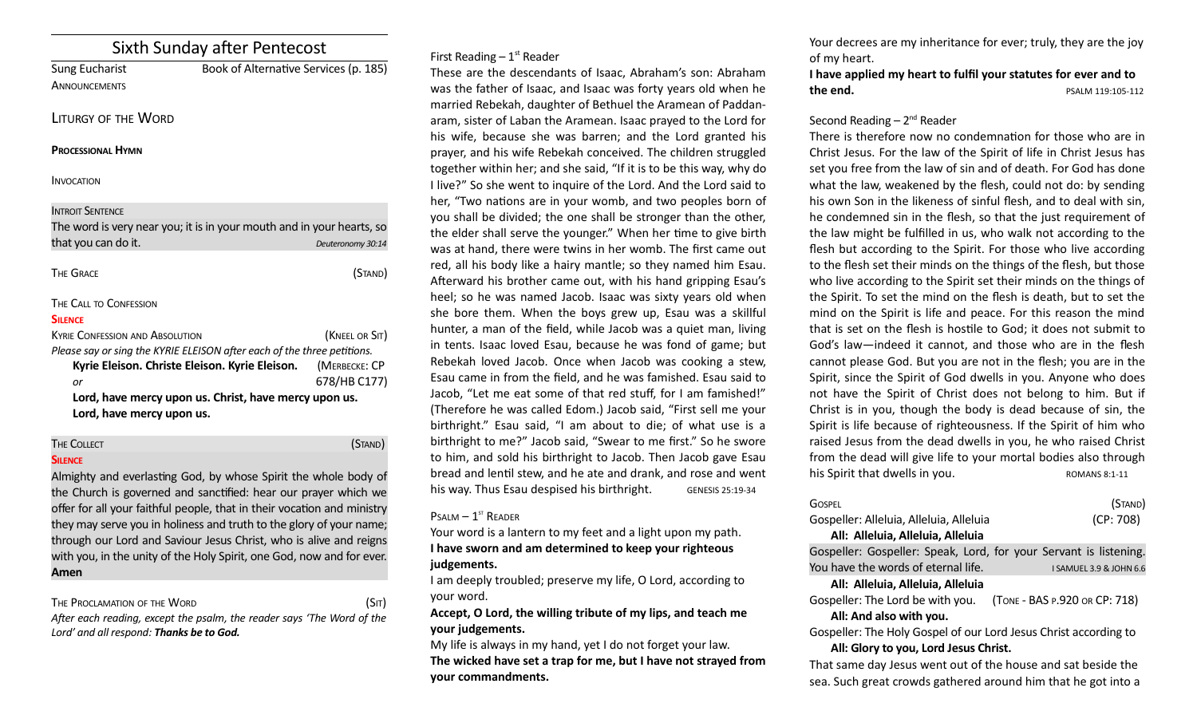# Sixth Sunday after Pentecost

Sung Eucharist — Book of Alternative Services (p. 185)

ANNOUNCEMENTS

## LITURGY OF THE WORD

**PROCESSIONAL HYMN**

INVOCATION

INTROIT SENTENCE

The word is very near you; it is in your mouth and in your hearts, so that you can do it. *Deuteronomy 30:14*

THE GRACE (STAND)

THE CALL TO CONFESSION

**SILENCE**

KYRIE CONFESSION AND ABSOLUTION (KNEEL OR SIT)

*Please say or sing the KYRIE ELEISON after each of the three petitions.*

**Kyrie Eleison. Christe Eleison. Kyrie Eleison.** (MERBECKE: CP 678/HB C177)

*or*

**Lord, have mercy upon us. Christ, have mercy upon us. Lord, have mercy upon us.**

THE COLLECT (STAND)

**SILENCE**

Almighty and everlasting God, by whose Spirit the whole body of the Church is governed and sanctified: hear our prayer which we offer for all your faithful people, that in their vocation and ministry they may serve you in holiness and truth to the glory of your name; through our Lord and Saviour Jesus Christ, who is alive and reigns with you, in the unity of the Holy Spirit, one God, now and for ever. **Amen**

THE PROCLAMATION OF THE WORD (SIT)

*After each reading, except the psalm, the reader says 'The Word of the Lord' and all respond:* ***Thanks be to God.***

First Reading – 1st Reader

These are the descendants of Isaac, Abraham's son: Abraham was the father of Isaac, and Isaac was forty years old when he married Rebekah, daughter of Bethuel the Aramean of Paddan-aram, sister of Laban the Aramean. Isaac prayed to the Lord for his wife, because she was barren; and the Lord granted his prayer, and his wife Rebekah conceived. The children struggled together within her; and she said, "If it is to be this way, why do I live?" So she went to inquire of the Lord. And the Lord said to her, "Two nations are in your womb, and two peoples born of you shall be divided; the one shall be stronger than the other, the elder shall serve the younger." When her time to give birth was at hand, there were twins in her womb. The first came out red, all his body like a hairy mantle; so they named him Esau. Afterward his brother came out, with his hand gripping Esau's heel; so he was named Jacob. Isaac was sixty years old when she bore them. When the boys grew up, Esau was a skillful hunter, a man of the field, while Jacob was a quiet man, living in tents. Isaac loved Esau, because he was fond of game; but Rebekah loved Jacob. Once when Jacob was cooking a stew, Esau came in from the field, and he was famished. Esau said to Jacob, "Let me eat some of that red stuff, for I am famished!" (Therefore he was called Edom.) Jacob said, "First sell me your birthright." Esau said, "I am about to die; of what use is a birthright to me?" Jacob said, "Swear to me first." So he swore to him, and sold his birthright to Jacob. Then Jacob gave Esau bread and lentil stew, and he ate and drank, and rose and went his way. Thus Esau despised his birthright. GENESIS 25:19-34

PSALM – 1ST READER

Your word is a lantern to my feet and a light upon my path.

**I have sworn and am determined to keep your righteous judgements.**

I am deeply troubled; preserve my life, O Lord, according to your word.

**Accept, O Lord, the willing tribute of my lips, and teach me your judgements.**

My life is always in my hand, yet I do not forget your law.

**The wicked have set a trap for me, but I have not strayed from your commandments.**

Your decrees are my inheritance for ever; truly, they are the joy of my heart.

**I have applied my heart to fulfil your statutes for ever and to the end.** PSALM 119:105-112

Second Reading – 2nd Reader

There is therefore now no condemnation for those who are in Christ Jesus. For the law of the Spirit of life in Christ Jesus has set you free from the law of sin and of death. For God has done what the law, weakened by the flesh, could not do: by sending his own Son in the likeness of sinful flesh, and to deal with sin, he condemned sin in the flesh, so that the just requirement of the law might be fulfilled in us, who walk not according to the flesh but according to the Spirit. For those who live according to the flesh set their minds on the things of the flesh, but those who live according to the Spirit set their minds on the things of the Spirit. To set the mind on the flesh is death, but to set the mind on the Spirit is life and peace. For this reason the mind that is set on the flesh is hostile to God; it does not submit to God's law—indeed it cannot, and those who are in the flesh cannot please God. But you are not in the flesh; you are in the Spirit, since the Spirit of God dwells in you. Anyone who does not have the Spirit of Christ does not belong to him. But if Christ is in you, though the body is dead because of sin, the Spirit is life because of righteousness. If the Spirit of him who raised Jesus from the dead dwells in you, he who raised Christ from the dead will give life to your mortal bodies also through his Spirit that dwells in you. ROMANS 8:1-11

GOSPEL (STAND)

Gospeller: Alleluia, Alleluia, Alleluia (CP: 708)

**All: Alleluia, Alleluia, Alleluia**

Gospeller: Gospeller: Speak, Lord, for your Servant is listening. You have the words of eternal life. I SAMUEL 3.9 & JOHN 6.6

**All: Alleluia, Alleluia, Alleluia**

Gospeller: The Lord be with you. (TONE - BAS P.920 OR CP: 718)

**All: And also with you.**

Gospeller: The Holy Gospel of our Lord Jesus Christ according to

**All: Glory to you, Lord Jesus Christ.**

That same day Jesus went out of the house and sat beside the sea. Such great crowds gathered around him that he got into a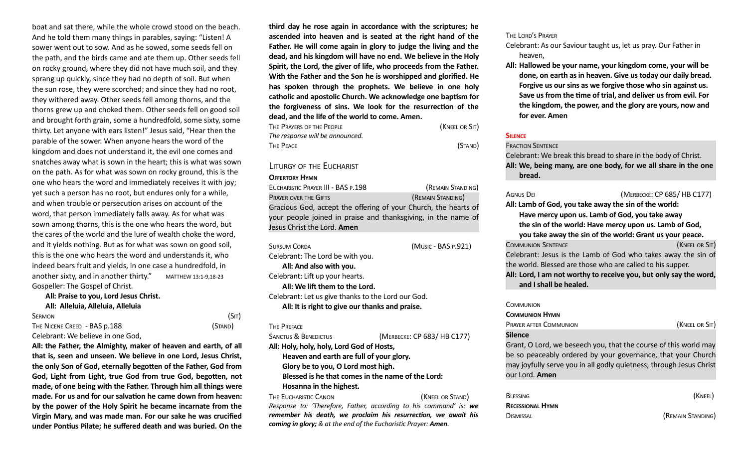boat and sat there, while the whole crowd stood on the beach. And he told them many things in parables, saying: "Listen! A sower went out to sow. And as he sowed, some seeds fell on the path, and the birds came and ate them up. Other seeds fell on rocky ground, where they did not have much soil, and they sprang up quickly, since they had no depth of soil. But when the sun rose, they were scorched; and since they had no root, they withered away. Other seeds fell among thorns, and the thorns grew up and choked them. Other seeds fell on good soil and brought forth grain, some a hundredfold, some sixty, some thirty. Let anyone with ears listen!" Jesus said, "Hear then the parable of the sower. When anyone hears the word of the kingdom and does not understand it, the evil one comes and snatches away what is sown in the heart; this is what was sown on the path. As for what was sown on rocky ground, this is the one who hears the word and immediately receives it with joy; yet such a person has no root, but endures only for a while, and when trouble or persecution arises on account of the word, that person immediately falls away. As for what was sown among thorns, this is the one who hears the word, but the cares of the world and the lure of wealth choke the word, and it yields nothing. But as for what was sown on good soil, this is the one who hears the word and understands it, who indeed bears fruit and yields, in one case a hundredfold, in another sixty, and in another thirty." MATTHEW 13:1-9,18-23

Gospeller: The Gospel of Christ.

**All: Praise to you, Lord Jesus Christ.**

**All: Alleluia, Alleluia, Alleluia**

SERMON (SIT)

THE NICENE CREED - BAS p.188 (STAND)

Celebrant: We believe in one God,

**All: the Father, the Almighty, maker of heaven and earth, of all that is, seen and unseen. We believe in one Lord, Jesus Christ, the only Son of God, eternally begotten of the Father, God from God, Light from Light, true God from true God, begotten, not made, of one being with the Father. Through him all things were made. For us and for our salvation he came down from heaven: by the power of the Holy Spirit he became incarnate from the Virgin Mary, and was made man. For our sake he was crucified under Pontius Pilate; he suffered death and was buried. On the third day he rose again in accordance with the scriptures; he ascended into heaven and is seated at the right hand of the Father. He will come again in glory to judge the living and the dead, and his kingdom will have no end. We believe in the Holy Spirit, the Lord, the giver of life, who proceeds from the Father. With the Father and the Son he is worshipped and glorified. He has spoken through the prophets. We believe in one holy catholic and apostolic Church. We acknowledge one baptism for the forgiveness of sins. We look for the resurrection of the dead, and the life of the world to come. Amen.**

THE PRAYERS OF THE PEOPLE (KNEEL OR SIT)

*The response will be announced.*

THE PEACE (STAND)

## LITURGY OF THE EUCHARIST

**OFFERTORY HYMN**

EUCHARISTIC PRAYER III - BAS P.198 (REMAIN STANDING)

PRAYER OVER THE GIFTS (REMAIN STANDING)

Gracious God, accept the offering of your Church, the hearts of your people joined in praise and thanksgiving, in the name of Jesus Christ the Lord. **Amen**

SURSUM CORDA (MUSIC - BAS P.921)

Celebrant: The Lord be with you.

**All: And also with you.**

Celebrant: Lift up your hearts.

**All: We lift them to the Lord.**

Celebrant: Let us give thanks to the Lord our God.

**All: It is right to give our thanks and praise.**

THE PREFACE

SANCTUS & BENEDICTUS (MERBECKE: CP 683/ HB C177)

**All: Holy, holy, holy, Lord God of Hosts,**
**Heaven and earth are full of your glory.**
**Glory be to you, O Lord most high.**
**Blessed is he that comes in the name of the Lord:**
**Hosanna in the highest.**

THE EUCHARISTIC CANON (KNEEL OR STAND)

*Response to: 'Therefore, Father, according to his command' is: **we remember his death, we proclaim his resurrection, we await his coming in glory;** & at the end of the Eucharistic Prayer: **Amen**.*

THE LORD'S PRAYER

Celebrant: As our Saviour taught us, let us pray. Our Father in heaven,

**All: Hallowed be your name, your kingdom come, your will be done, on earth as in heaven. Give us today our daily bread. Forgive us our sins as we forgive those who sin against us. Save us from the time of trial, and deliver us from evil. For the kingdom, the power, and the glory are yours, now and for ever. Amen**

**SILENCE**

FRACTION SENTENCE

Celebrant: We break this bread to share in the body of Christ.

**All: We, being many, are one body, for we all share in the one bread.**

AGNUS DEI (MERBECKE: CP 685/ HB C177)

**All: Lamb of God, you take away the sin of the world:**
**Have mercy upon us. Lamb of God, you take away**
**the sin of the world: Have mercy upon us. Lamb of God,**
**you take away the sin of the world: Grant us your peace.**

COMMUNION SENTENCE (KNEEL OR SIT)

Celebrant: Jesus is the Lamb of God who takes away the sin of the world. Blessed are those who are called to his supper.

**All: Lord, I am not worthy to receive you, but only say the word, and I shall be healed.**

COMMUNION

**COMMUNION HYMN**

PRAYER AFTER COMMUNION (KNEEL OR SIT)

**Silence**

Grant, O Lord, we beseech you, that the course of this world may be so peaceably ordered by your governance, that your Church may joyfully serve you in all godly quietness; through Jesus Christ our Lord. **Amen**

BLESSING (KNEEL)

**RECESSIONAL HYMN**

DISMISSAL (REMAIN STANDING)